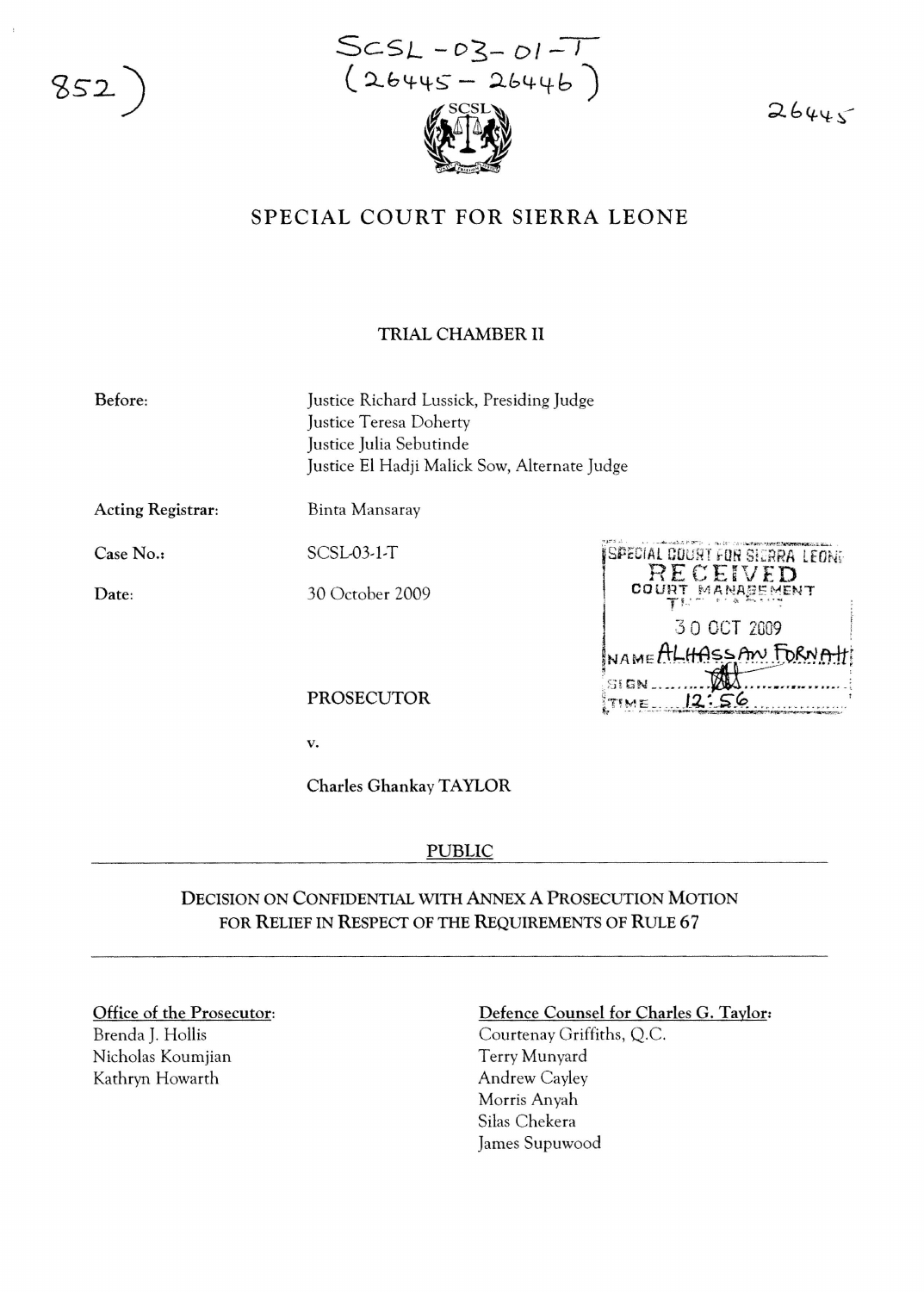852)

SCSL-03-01-T
(26445-26446)

26445

# SPECIAL COURT FOR SIERRA LEONE

## TRIAL CHAMBER II

**Before:**
Justice Richard Lussick, Presiding Judge
Justice Teresa Doherty
Justice Julia Sebutinde
Justice El Hadji Malick Sow, Alternate Judge

**Acting Registrar:** Binta Mansaray

**Case No.:** SCSL-03-1-T

**Date:** 30 October 2009

SPECIAL COURT FOR SIERRA LEONE
RECEIVED
COURT MANAGEMENT
30 OCT 2009
NAME ALHASSAN FORNAH
SIGN
TIME 12:56

PROSECUTOR

v.

Charles Ghankay TAYLOR

PUBLIC

---

DECISION ON CONFIDENTIAL WITH ANNEX A PROSECUTION MOTION FOR RELIEF IN RESPECT OF THE REQUIREMENTS OF RULE 67

---

Office of the Prosecutor:
Brenda J. Hollis
Nicholas Koumjian
Kathryn Howarth

Defence Counsel for Charles G. Taylor:
Courtenay Griffiths, Q.C.
Terry Munyard
Andrew Cayley
Morris Anyah
Silas Chekera
James Supuwood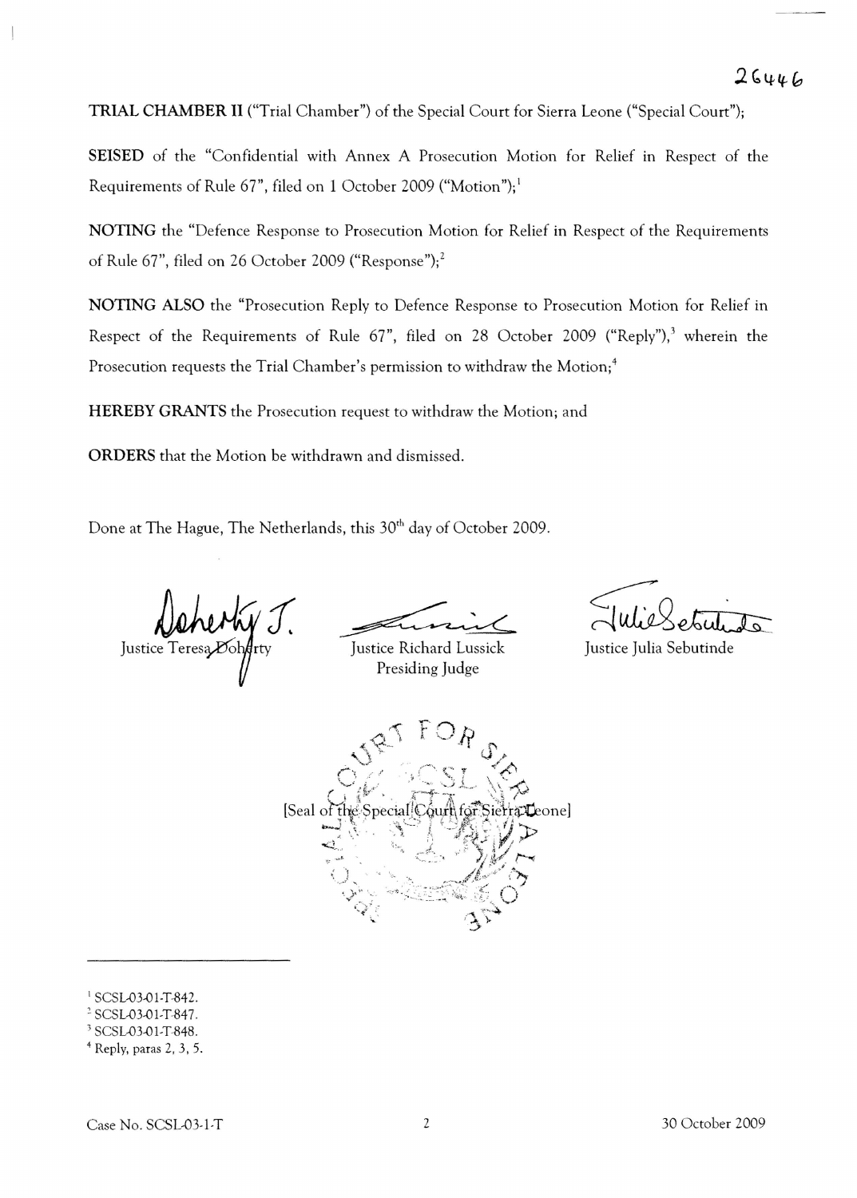**TRIAL CHAMBER II** ("Trial Chamber") of the Special Court for Sierra Leone ("Special Court");

**SEISED** of the "Confidential with Annex A Prosecution Motion for Relief in Respect of the Requirements of Rule 67", filed on 1 October 2009 ("Motion");[1]

**NOTING** the "Defence Response to Prosecution Motion for Relief in Respect of the Requirements of Rule 67", filed on 26 October 2009 ("Response");[2]

**NOTING ALSO** the "Prosecution Reply to Defence Response to Prosecution Motion for Relief in Respect of the Requirements of Rule 67", filed on 28 October 2009 ("Reply"),[3] wherein the Prosecution requests the Trial Chamber's permission to withdraw the Motion;[4]

**HEREBY GRANTS** the Prosecution request to withdraw the Motion; and

**ORDERS** that the Motion be withdrawn and dismissed.

Done at The Hague, The Netherlands, this 30th day of October 2009.

Justice Teresa Doherty

Justice Richard Lussick
Presiding Judge

Justice Julia Sebutinde

[Seal of the Special Court for Sierra Leone]

---

[1] SCSL-03-01-T-842.
[2] SCSL-03-01-T-847.
[3] SCSL-03-01-T-848.
[4] Reply, paras 2, 3, 5.